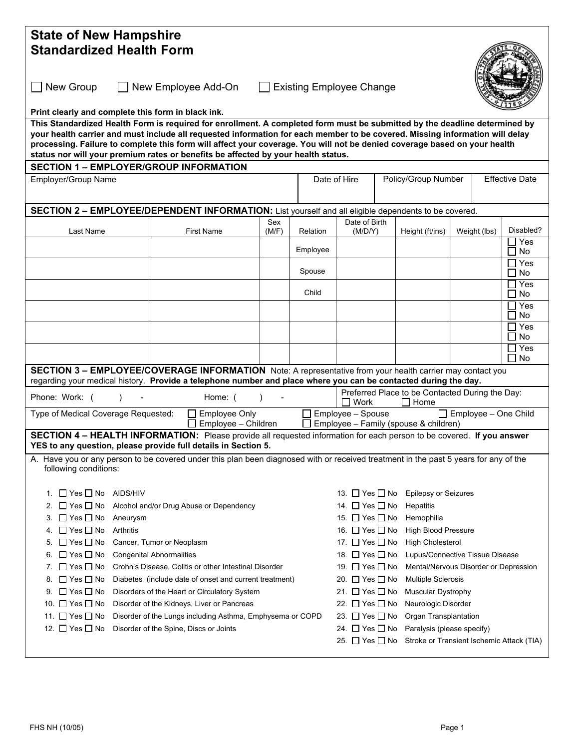# State of New Hampshire
# Standardized Health Form

☐ New Group ☐ New Employee Add-On ☐ Existing Employee Change

**Print clearly and complete this form in black ink.**

**This Standardized Health Form is required for enrollment. A completed form must be submitted by the deadline determined by your health carrier and must include all requested information for each member to be covered. Missing information will delay processing. Failure to complete this form will affect your coverage. You will not be denied coverage based on your health status nor will your premium rates or benefits be affected by your health status.**

## SECTION 1 – EMPLOYER/GROUP INFORMATION

| Employer/Group Name | Date of Hire | Policy/Group Number | Effective Date |
|---|---|---|---|
| | | | |

## SECTION 2 – EMPLOYEE/DEPENDENT INFORMATION:

List yourself and all eligible dependents to be covered.

| Last Name | First Name | Sex (M/F) | Relation | Date of Birth (M/D/Y) | Height (ft/ins) | Weight (lbs) | Disabled? |
|---|---|---|---|---|---|---|---|
| | | | Employee | | | | ☐ Yes ☐ No |
| | | | Spouse | | | | ☐ Yes ☐ No |
| | | | Child | | | | ☐ Yes ☐ No |
| | | | | | | | ☐ Yes ☐ No |
| | | | | | | | ☐ Yes ☐ No |
| | | | | | | | ☐ Yes ☐ No |

## SECTION 3 – EMPLOYEE/COVERAGE INFORMATION

Note: A representative from your health carrier may contact you regarding your medical history. **Provide a telephone number and place where you can be contacted during the day.**

Phone: Work: ( ) - Home: ( ) -

Preferred Place to be Contacted During the Day: ☐ Work ☐ Home

Type of Medical Coverage Requested: ☐ Employee Only ☐ Employee – Spouse ☐ Employee – One Child ☐ Employee – Children ☐ Employee – Family (spouse & children)

## SECTION 4 – HEALTH INFORMATION:

Please provide all requested information for each person to be covered. **If you answer YES to any question, please provide full details in Section 5.**

A. Have you or any person to be covered under this plan been diagnosed with or received treatment in the past 5 years for any of the following conditions:

1. ☐ Yes ☐ No AIDS/HIV
2. ☐ Yes ☐ No Alcohol and/or Drug Abuse or Dependency
3. ☐ Yes ☐ No Aneurysm
4. ☐ Yes ☐ No Arthritis
5. ☐ Yes ☐ No Cancer, Tumor or Neoplasm
6. ☐ Yes ☐ No Congenital Abnormalities
7. ☐ Yes ☐ No Crohn's Disease, Colitis or other Intestinal Disorder
8. ☐ Yes ☐ No Diabetes (include date of onset and current treatment)
9. ☐ Yes ☐ No Disorders of the Heart or Circulatory System
10. ☐ Yes ☐ No Disorder of the Kidneys, Liver or Pancreas
11. ☐ Yes ☐ No Disorder of the Lungs including Asthma, Emphysema or COPD
12. ☐ Yes ☐ No Disorder of the Spine, Discs or Joints
13. ☐ Yes ☐ No Epilepsy or Seizures
14. ☐ Yes ☐ No Hepatitis
15. ☐ Yes ☐ No Hemophilia
16. ☐ Yes ☐ No High Blood Pressure
17. ☐ Yes ☐ No High Cholesterol
18. ☐ Yes ☐ No Lupus/Connective Tissue Disease
19. ☐ Yes ☐ No Mental/Nervous Disorder or Depression
20. ☐ Yes ☐ No Multiple Sclerosis
21. ☐ Yes ☐ No Muscular Dystrophy
22. ☐ Yes ☐ No Neurologic Disorder
23. ☐ Yes ☐ No Organ Transplantation
24. ☐ Yes ☐ No Paralysis (please specify)
25. ☐ Yes ☐ No Stroke or Transient Ischemic Attack (TIA)

FHS NH (10/05)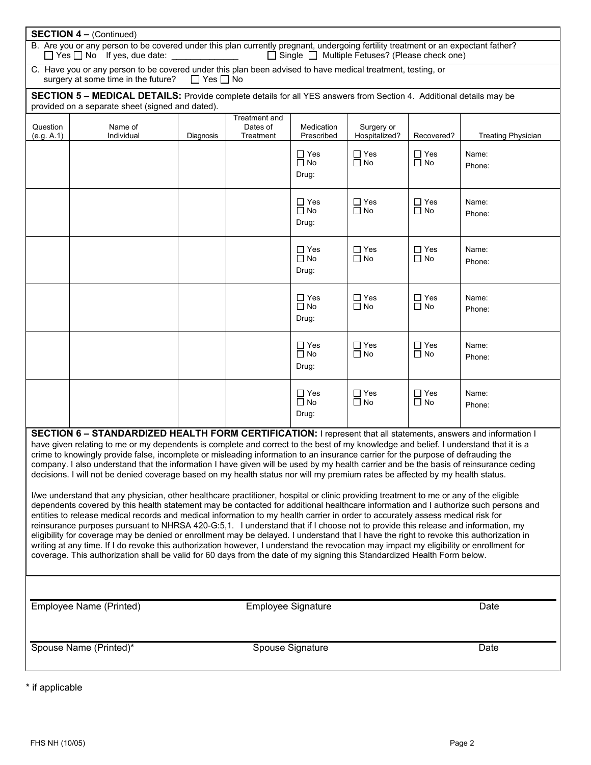**SECTION 4 –** (Continued)

B. Are you or any person to be covered under this plan currently pregnant, undergoing fertility treatment or an expectant father?
☐ Yes ☐ No If yes, due date: ______________ ☐ Single ☐ Multiple Fetuses? (Please check one)

C. Have you or any person to be covered under this plan been advised to have medical treatment, testing, or surgery at some time in the future? ☐ Yes ☐ No

**SECTION 5 – MEDICAL DETAILS:** Provide complete details for all YES answers from Section 4. Additional details may be provided on a separate sheet (signed and dated).

| Question (e.g. A.1) | Name of Individual | Diagnosis | Treatment and Dates of Treatment | Medication Prescribed | Surgery or Hospitalized? | Recovered? | Treating Physician |
|---|---|---|---|---|---|---|---|
| | | | | ☐ Yes ☐ No Drug: | ☐ Yes ☐ No | ☐ Yes ☐ No | Name: Phone: |
| | | | | ☐ Yes ☐ No Drug: | ☐ Yes ☐ No | ☐ Yes ☐ No | Name: Phone: |
| | | | | ☐ Yes ☐ No Drug: | ☐ Yes ☐ No | ☐ Yes ☐ No | Name: Phone: |
| | | | | ☐ Yes ☐ No Drug: | ☐ Yes ☐ No | ☐ Yes ☐ No | Name: Phone: |
| | | | | ☐ Yes ☐ No Drug: | ☐ Yes ☐ No | ☐ Yes ☐ No | Name: Phone: |
| | | | | ☐ Yes ☐ No Drug: | ☐ Yes ☐ No | ☐ Yes ☐ No | Name: Phone: |

**SECTION 6 – STANDARDIZED HEALTH FORM CERTIFICATION:** I represent that all statements, answers and information I have given relating to me or my dependents is complete and correct to the best of my knowledge and belief. I understand that it is a crime to knowingly provide false, incomplete or misleading information to an insurance carrier for the purpose of defrauding the company. I also understand that the information I have given will be used by my health carrier and be the basis of reinsurance ceding decisions. I will not be denied coverage based on my health status nor will my premium rates be affected by my health status.

I/we understand that any physician, other healthcare practitioner, hospital or clinic providing treatment to me or any of the eligible dependents covered by this health statement may be contacted for additional healthcare information and I authorize such persons and entities to release medical records and medical information to my health carrier in order to accurately assess medical risk for reinsurance purposes pursuant to NHRSA 420-G:5,1. I understand that if I choose not to provide this release and information, my eligibility for coverage may be denied or enrollment may be delayed. I understand that I have the right to revoke this authorization in writing at any time. If I do revoke this authorization however, I understand the revocation may impact my eligibility or enrollment for coverage. This authorization shall be valid for 60 days from the date of my signing this Standardized Health Form below.

Employee Name (Printed) Employee Signature Date

Spouse Name (Printed)* Spouse Signature Date

* if applicable

FHS NH (10/05)